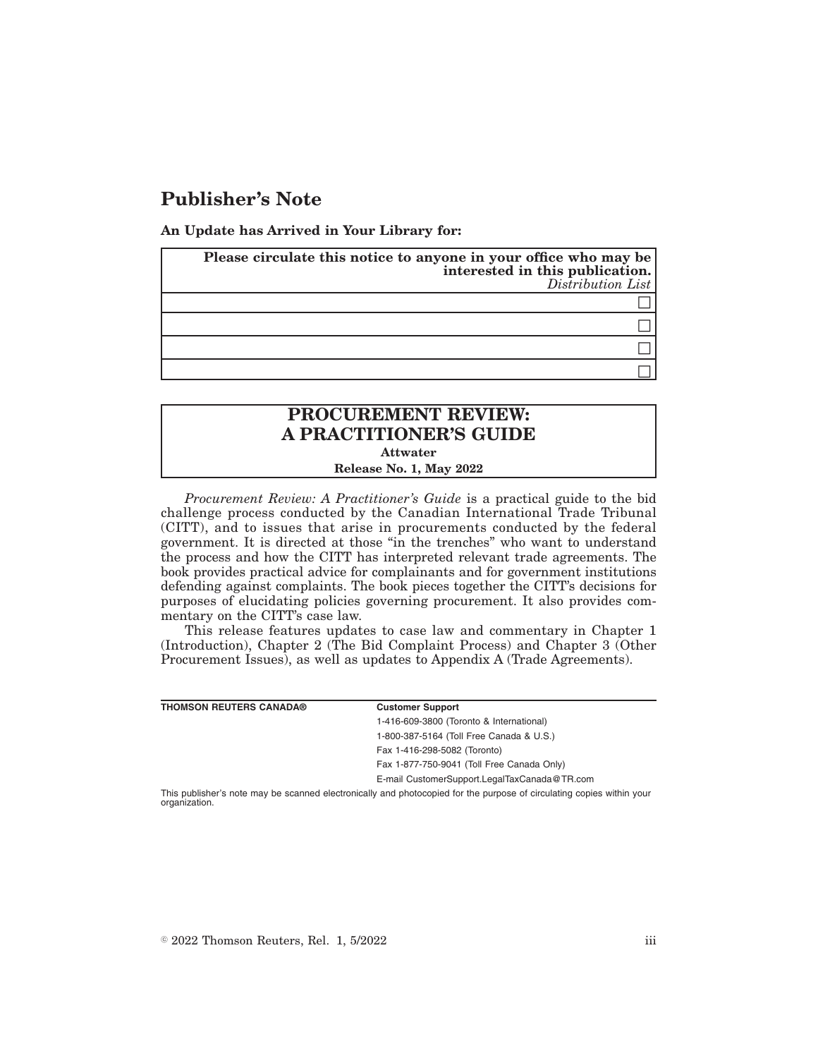# Publisher's Note

**An Update has Arrived in Your Library for:**

| **Please circulate this notice to anyone in your office who may be interested in this publication.** *Distribution List* |
| --- |
| ☐ |
| ☐ |
| ☐ |
| ☐ |

## PROCUREMENT REVIEW: A PRACTITIONER'S GUIDE

**Attwater**

**Release No. 1, May 2022**

*Procurement Review: A Practitioner's Guide* is a practical guide to the bid challenge process conducted by the Canadian International Trade Tribunal (CITT), and to issues that arise in procurements conducted by the federal government. It is directed at those "in the trenches" who want to understand the process and how the CITT has interpreted relevant trade agreements. The book provides practical advice for complainants and for government institutions defending against complaints. The book pieces together the CITT's decisions for purposes of elucidating policies governing procurement. It also provides commentary on the CITT's case law.

This release features updates to case law and commentary in Chapter 1 (Introduction), Chapter 2 (The Bid Complaint Process) and Chapter 3 (Other Procurement Issues), as well as updates to Appendix A (Trade Agreements).

| **THOMSON REUTERS CANADA®** | **Customer Support** |
| --- | --- |
| | 1-416-609-3800 (Toronto & International) |
| | 1-800-387-5164 (Toll Free Canada & U.S.) |
| | Fax 1-416-298-5082 (Toronto) |
| | Fax 1-877-750-9041 (Toll Free Canada Only) |
| | E-mail CustomerSupport.LegalTaxCanada@TR.com |

This publisher's note may be scanned electronically and photocopied for the purpose of circulating copies within your organization.

© 2022 Thomson Reuters, Rel. 1, 5/2022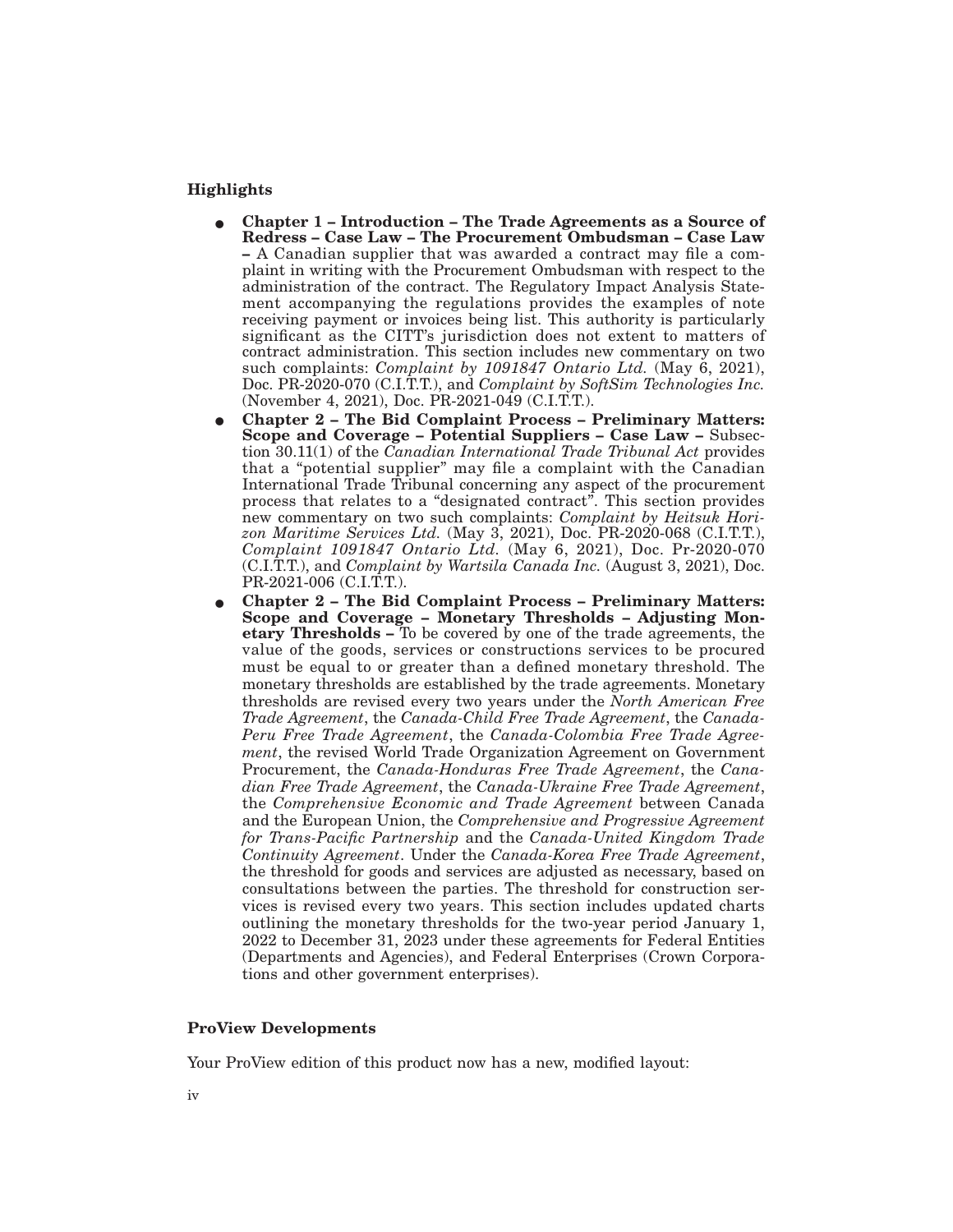**Highlights**

- **Chapter 1 – Introduction – The Trade Agreements as a Source of Redress – Case Law – The Procurement Ombudsman – Case Law –** A Canadian supplier that was awarded a contract may file a complaint in writing with the Procurement Ombudsman with respect to the administration of the contract. The Regulatory Impact Analysis Statement accompanying the regulations provides the examples of note receiving payment or invoices being list. This authority is particularly significant as the CITT's jurisdiction does not extent to matters of contract administration. This section includes new commentary on two such complaints: *Complaint by 1091847 Ontario Ltd.* (May 6, 2021), Doc. PR-2020-070 (C.I.T.T.), and *Complaint by SoftSim Technologies Inc.* (November 4, 2021), Doc. PR-2021-049 (C.I.T.T.).
- **Chapter 2 – The Bid Complaint Process – Preliminary Matters: Scope and Coverage – Potential Suppliers – Case Law –** Subsection 30.11(1) of the *Canadian International Trade Tribunal Act* provides that a "potential supplier" may file a complaint with the Canadian International Trade Tribunal concerning any aspect of the procurement process that relates to a "designated contract". This section provides new commentary on two such complaints: *Complaint by Heitsuk Horizon Maritime Services Ltd.* (May 3, 2021), Doc. PR-2020-068 (C.I.T.T.), *Complaint 1091847 Ontario Ltd.* (May 6, 2021), Doc. Pr-2020-070 (C.I.T.T.), and *Complaint by Wartsila Canada Inc.* (August 3, 2021), Doc. PR-2021-006 (C.I.T.T.).
- **Chapter 2 – The Bid Complaint Process – Preliminary Matters: Scope and Coverage – Monetary Thresholds – Adjusting Monetary Thresholds –** To be covered by one of the trade agreements, the value of the goods, services or constructions services to be procured must be equal to or greater than a defined monetary threshold. The monetary thresholds are established by the trade agreements. Monetary thresholds are revised every two years under the *North American Free Trade Agreement*, the *Canada-Child Free Trade Agreement*, the *Canada-Peru Free Trade Agreement*, the *Canada-Colombia Free Trade Agreement*, the revised World Trade Organization Agreement on Government Procurement, the *Canada-Honduras Free Trade Agreement*, the *Canadian Free Trade Agreement*, the *Canada-Ukraine Free Trade Agreement*, the *Comprehensive Economic and Trade Agreement* between Canada and the European Union, the *Comprehensive and Progressive Agreement for Trans-Pacific Partnership* and the *Canada-United Kingdom Trade Continuity Agreement*. Under the *Canada-Korea Free Trade Agreement*, the threshold for goods and services are adjusted as necessary, based on consultations between the parties. The threshold for construction services is revised every two years. This section includes updated charts outlining the monetary thresholds for the two-year period January 1, 2022 to December 31, 2023 under these agreements for Federal Entities (Departments and Agencies), and Federal Enterprises (Crown Corporations and other government enterprises).

**ProView Developments**

Your ProView edition of this product now has a new, modified layout: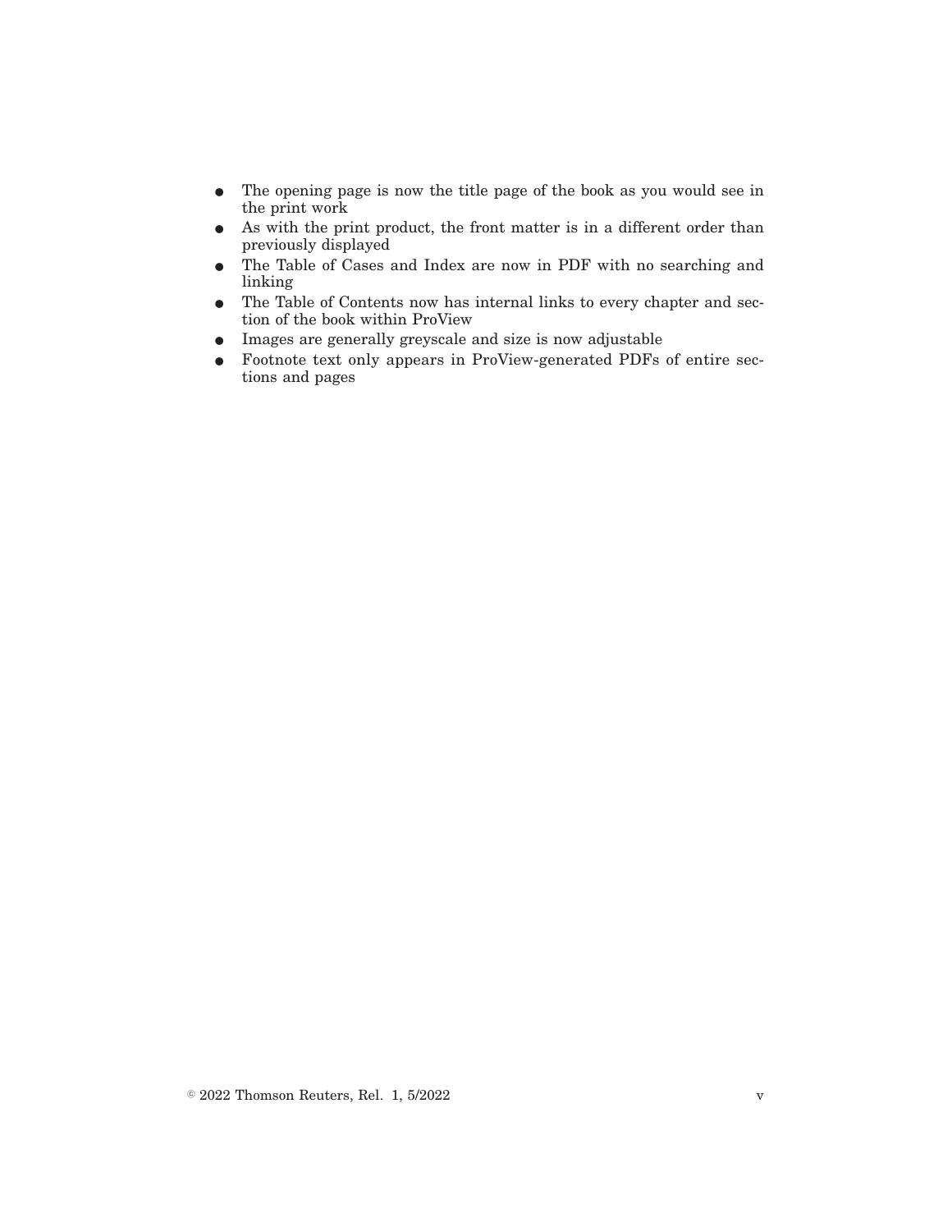- The opening page is now the title page of the book as you would see in the print work
- As with the print product, the front matter is in a different order than previously displayed
- The Table of Cases and Index are now in PDF with no searching and linking
- The Table of Contents now has internal links to every chapter and section of the book within ProView
- Images are generally greyscale and size is now adjustable
- Footnote text only appears in ProView-generated PDFs of entire sections and pages